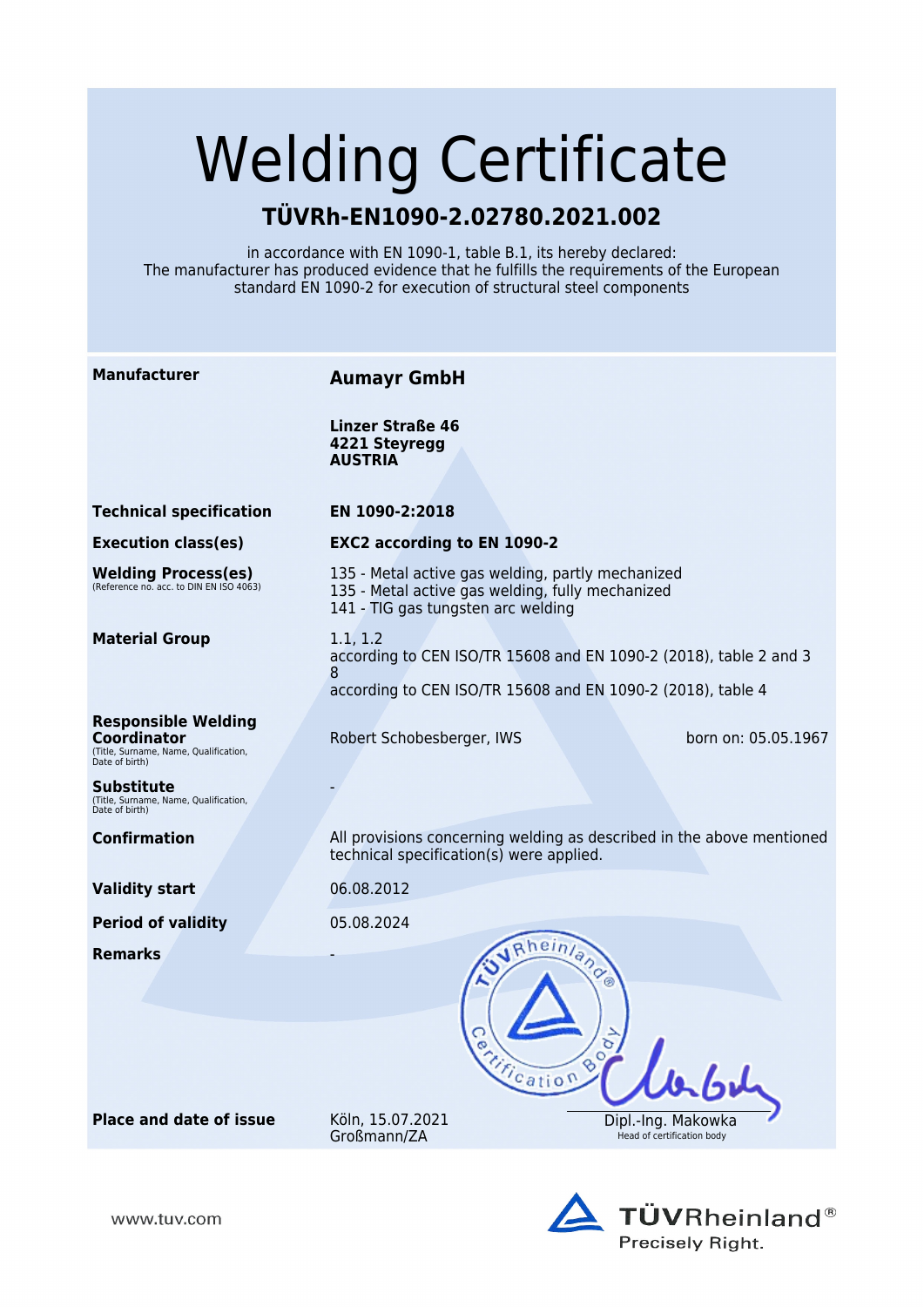# Welding Certificate

## TÜVRh-EN1090-2.02780.2021.002

in accordance with EN 1090-1, table B.1, its hereby declared:
The manufacturer has produced evidence that he fulfills the requirements of the European standard EN 1090-2 for execution of structural steel components

| | | |
|---|---|---|
| **Manufacturer** | **Aumayr GmbH**<br><br>**Linzer Straße 46**<br>**4221 Steyregg**<br>**AUSTRIA** | |
| **Technical specification** | **EN 1090-2:2018** | |
| **Execution class(es)** | **EXC2 according to EN 1090-2** | |
| **Welding Process(es)**<br>(Reference no. acc. to DIN EN ISO 4063) | 135 - Metal active gas welding, partly mechanized<br>135 - Metal active gas welding, fully mechanized<br>141 - TIG gas tungsten arc welding | |
| **Material Group** | 1.1, 1.2<br>according to CEN ISO/TR 15608 and EN 1090-2 (2018), table 2 and 3<br>8<br>according to CEN ISO/TR 15608 and EN 1090-2 (2018), table 4 | |
| **Responsible Welding Coordinator**<br>(Title, Surname, Name, Qualification, Date of birth) | Robert Schobesberger, IWS | born on: 05.05.1967 |
| **Substitute**<br>(Title, Surname, Name, Qualification, Date of birth) | - | |
| **Confirmation** | All provisions concerning welding as described in the above mentioned technical specification(s) were applied. | |
| **Validity start** | 06.08.2012 | |
| **Period of validity** | 05.08.2024 | |
| **Remarks** | - | |
| **Place and date of issue** | Köln, 15.07.2021<br>Großmann/ZA | Dipl.-Ing. Makowka<br>Head of certification body |

www.tuv.com

TÜVRheinland®
Precisely Right.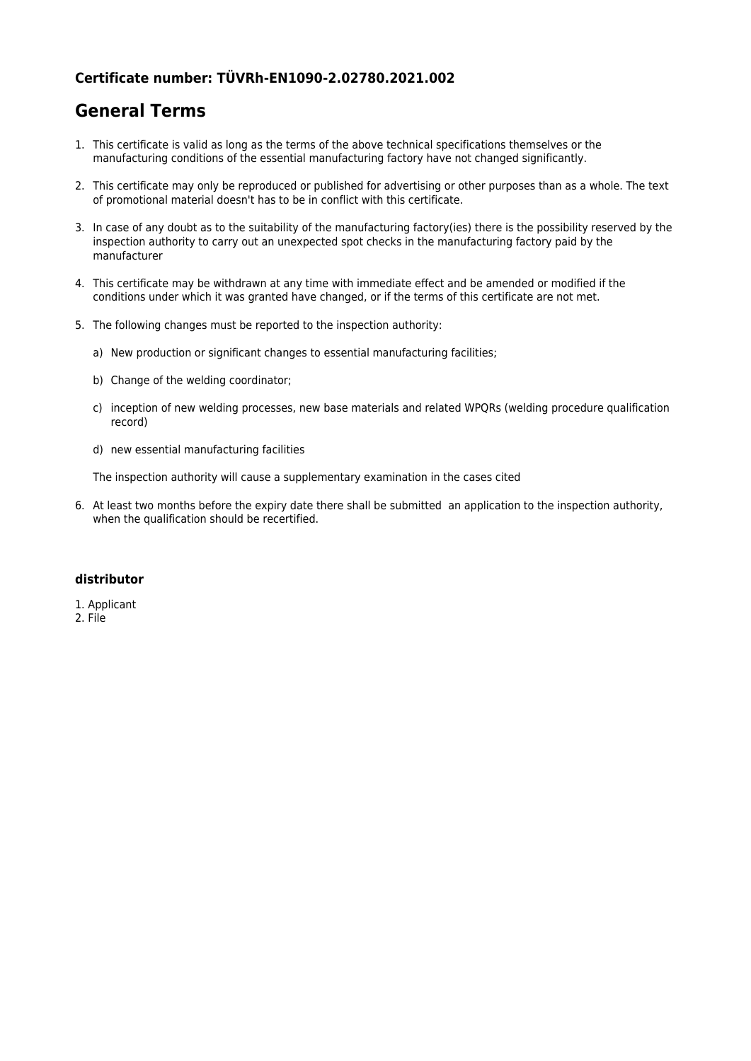**Certificate number: TÜVRh-EN1090-2.02780.2021.002**

## General Terms

1. This certificate is valid as long as the terms of the above technical specifications themselves or the manufacturing conditions of the essential manufacturing factory have not changed significantly.

2. This certificate may only be reproduced or published for advertising or other purposes than as a whole. The text of promotional material doesn't has to be in conflict with this certificate.

3. In case of any doubt as to the suitability of the manufacturing factory(ies) there is the possibility reserved by the inspection authority to carry out an unexpected spot checks in the manufacturing factory paid by the manufacturer

4. This certificate may be withdrawn at any time with immediate effect and be amended or modified if the conditions under which it was granted have changed, or if the terms of this certificate are not met.

5. The following changes must be reported to the inspection authority:

   a) New production or significant changes to essential manufacturing facilities;

   b) Change of the welding coordinator;

   c) inception of new welding processes, new base materials and related WPQRs (welding procedure qualification record)

   d) new essential manufacturing facilities

   The inspection authority will cause a supplementary examination in the cases cited

6. At least two months before the expiry date there shall be submitted an application to the inspection authority, when the qualification should be recertified.

**distributor**

1. Applicant
2. File